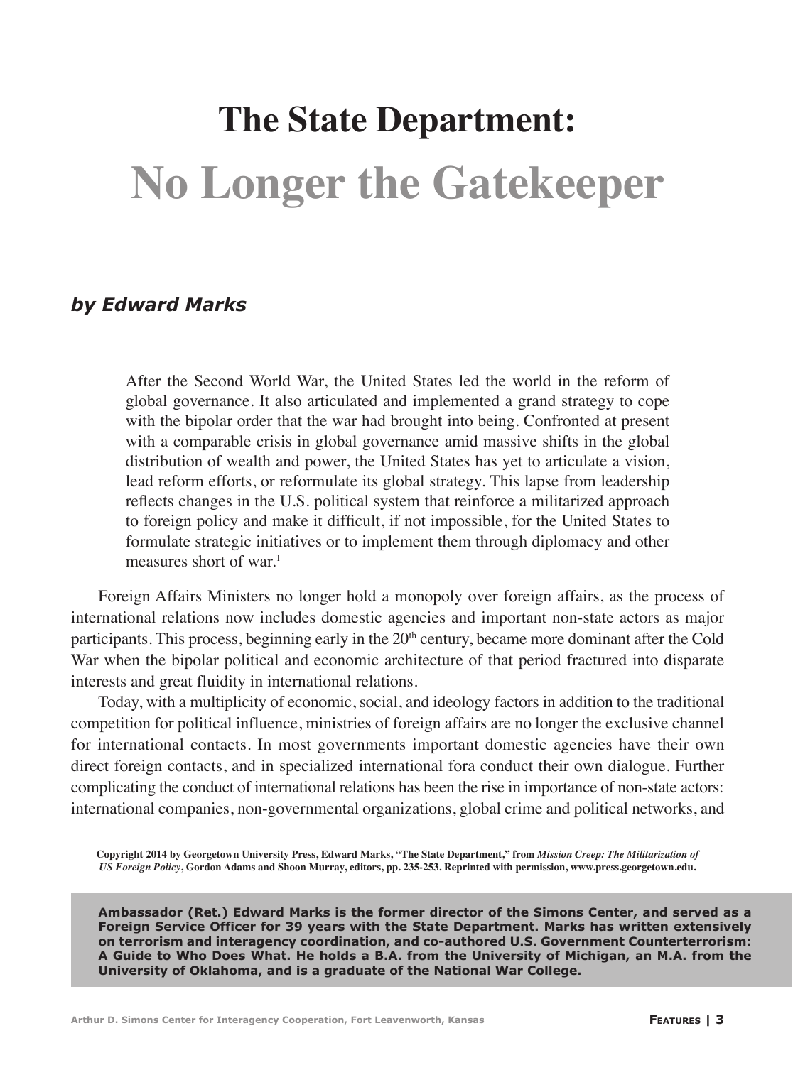# The State Department: No Longer the Gatekeeper

***by Edward Marks***

> After the Second World War, the United States led the world in the reform of global governance. It also articulated and implemented a grand strategy to cope with the bipolar order that the war had brought into being. Confronted at present with a comparable crisis in global governance amid massive shifts in the global distribution of wealth and power, the United States has yet to articulate a vision, lead reform efforts, or reformulate its global strategy. This lapse from leadership reflects changes in the U.S. political system that reinforce a militarized approach to foreign policy and make it difficult, if not impossible, for the United States to formulate strategic initiatives or to implement them through diplomacy and other measures short of war.[1]

Foreign Affairs Ministers no longer hold a monopoly over foreign affairs, as the process of international relations now includes domestic agencies and important non-state actors as major participants. This process, beginning early in the 20th century, became more dominant after the Cold War when the bipolar political and economic architecture of that period fractured into disparate interests and great fluidity in international relations.

Today, with a multiplicity of economic, social, and ideology factors in addition to the traditional competition for political influence, ministries of foreign affairs are no longer the exclusive channel for international contacts. In most governments important domestic agencies have their own direct foreign contacts, and in specialized international fora conduct their own dialogue. Further complicating the conduct of international relations has been the rise in importance of non-state actors: international companies, non-governmental organizations, global crime and political networks, and

**Copyright 2014 by Georgetown University Press, Edward Marks, "The State Department," from *Mission Creep: The Militarization of US Foreign Policy*, Gordon Adams and Shoon Murray, editors, pp. 235-253. Reprinted with permission, www.press.georgetown.edu.**

**Ambassador (Ret.) Edward Marks is the former director of the Simons Center, and served as a Foreign Service Officer for 39 years with the State Department. Marks has written extensively on terrorism and interagency coordination, and co-authored U.S. Government Counterterrorism: A Guide to Who Does What. He holds a B.A. from the University of Michigan, an M.A. from the University of Oklahoma, and is a graduate of the National War College.**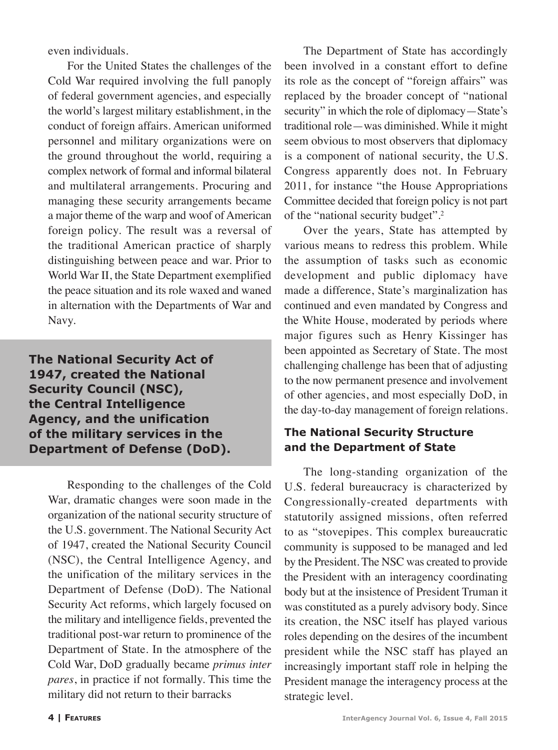even individuals.

For the United States the challenges of the Cold War required involving the full panoply of federal government agencies, and especially the world's largest military establishment, in the conduct of foreign affairs. American uniformed personnel and military organizations were on the ground throughout the world, requiring a complex network of formal and informal bilateral and multilateral arrangements. Procuring and managing these security arrangements became a major theme of the warp and woof of American foreign policy. The result was a reversal of the traditional American practice of sharply distinguishing between peace and war. Prior to World War II, the State Department exemplified the peace situation and its role waxed and waned in alternation with the Departments of War and Navy.

**The National Security Act of 1947, created the National Security Council (NSC), the Central Intelligence Agency, and the unification of the military services in the Department of Defense (DoD).**

Responding to the challenges of the Cold War, dramatic changes were soon made in the organization of the national security structure of the U.S. government. The National Security Act of 1947, created the National Security Council (NSC), the Central Intelligence Agency, and the unification of the military services in the Department of Defense (DoD). The National Security Act reforms, which largely focused on the military and intelligence fields, prevented the traditional post-war return to prominence of the Department of State. In the atmosphere of the Cold War, DoD gradually became *primus inter pares*, in practice if not formally. This time the military did not return to their barracks

The Department of State has accordingly been involved in a constant effort to define its role as the concept of "foreign affairs" was replaced by the broader concept of "national security" in which the role of diplomacy—State's traditional role—was diminished. While it might seem obvious to most observers that diplomacy is a component of national security, the U.S. Congress apparently does not. In February 2011, for instance "the House Appropriations Committee decided that foreign policy is not part of the "national security budget".[2]

Over the years, State has attempted by various means to redress this problem. While the assumption of tasks such as economic development and public diplomacy have made a difference, State's marginalization has continued and even mandated by Congress and the White House, moderated by periods where major figures such as Henry Kissinger has been appointed as Secretary of State. The most challenging challenge has been that of adjusting to the now permanent presence and involvement of other agencies, and most especially DoD, in the day-to-day management of foreign relations.

### The National Security Structure and the Department of State

The long-standing organization of the U.S. federal bureaucracy is characterized by Congressionally-created departments with statutorily assigned missions, often referred to as "stovepipes. This complex bureaucratic community is supposed to be managed and led by the President. The NSC was created to provide the President with an interagency coordinating body but at the insistence of President Truman it was constituted as a purely advisory body. Since its creation, the NSC itself has played various roles depending on the desires of the incumbent president while the NSC staff has played an increasingly important staff role in helping the President manage the interagency process at the strategic level.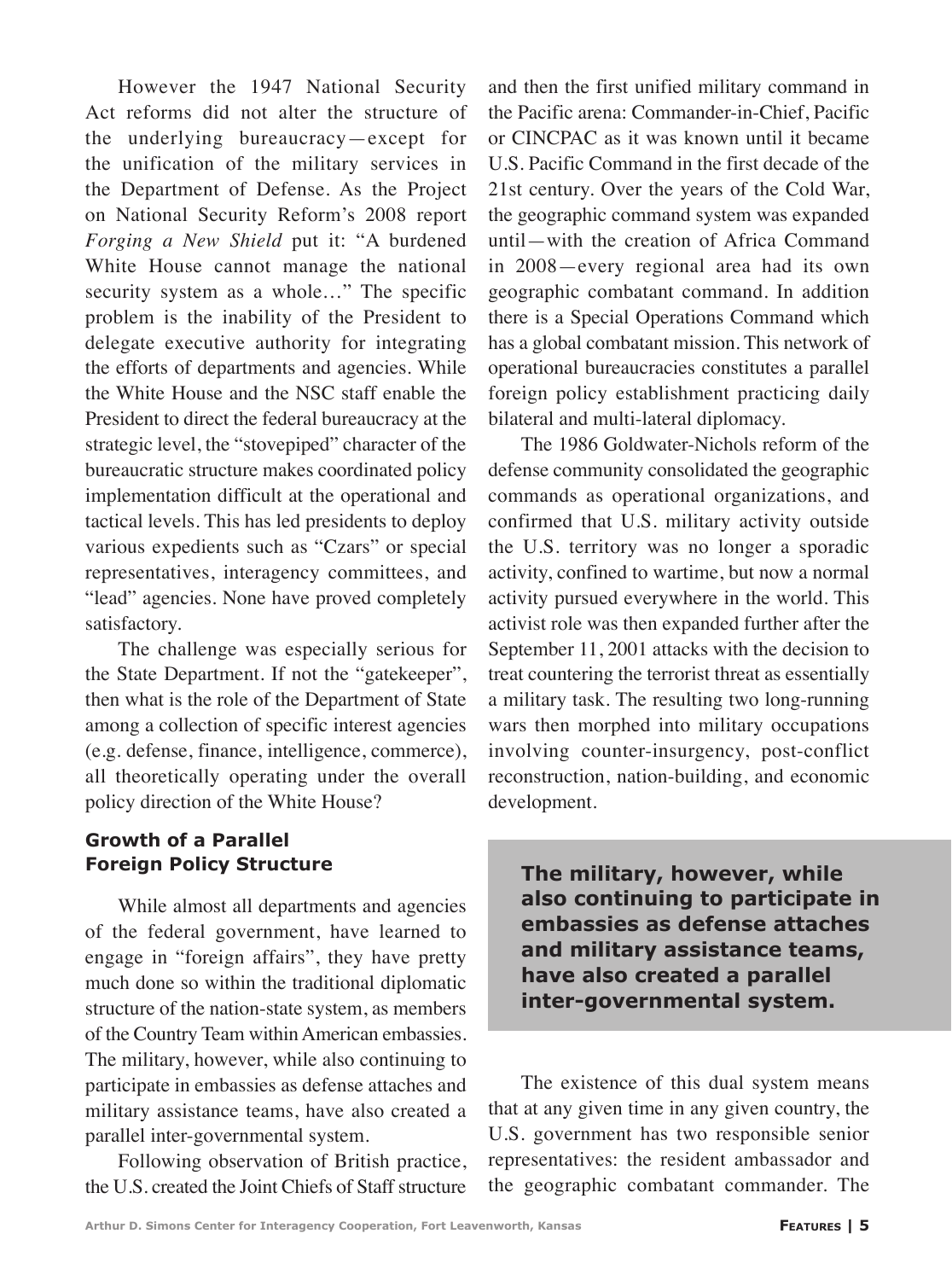However the 1947 National Security Act reforms did not alter the structure of the underlying bureaucracy—except for the unification of the military services in the Department of Defense. As the Project on National Security Reform's 2008 report *Forging a New Shield* put it: "A burdened White House cannot manage the national security system as a whole…" The specific problem is the inability of the President to delegate executive authority for integrating the efforts of departments and agencies. While the White House and the NSC staff enable the President to direct the federal bureaucracy at the strategic level, the "stovepiped" character of the bureaucratic structure makes coordinated policy implementation difficult at the operational and tactical levels. This has led presidents to deploy various expedients such as "Czars" or special representatives, interagency committees, and "lead" agencies. None have proved completely satisfactory.

The challenge was especially serious for the State Department. If not the "gatekeeper", then what is the role of the Department of State among a collection of specific interest agencies (e.g. defense, finance, intelligence, commerce), all theoretically operating under the overall policy direction of the White House?

### Growth of a Parallel Foreign Policy Structure

While almost all departments and agencies of the federal government, have learned to engage in "foreign affairs", they have pretty much done so within the traditional diplomatic structure of the nation-state system, as members of the Country Team within American embassies. The military, however, while also continuing to participate in embassies as defense attaches and military assistance teams, have also created a parallel inter-governmental system.

Following observation of British practice, the U.S. created the Joint Chiefs of Staff structure and then the first unified military command in the Pacific arena: Commander-in-Chief, Pacific or CINCPAC as it was known until it became U.S. Pacific Command in the first decade of the 21st century. Over the years of the Cold War, the geographic command system was expanded until—with the creation of Africa Command in 2008—every regional area had its own geographic combatant command. In addition there is a Special Operations Command which has a global combatant mission. This network of operational bureaucracies constitutes a parallel foreign policy establishment practicing daily bilateral and multi-lateral diplomacy.

The 1986 Goldwater-Nichols reform of the defense community consolidated the geographic commands as operational organizations, and confirmed that U.S. military activity outside the U.S. territory was no longer a sporadic activity, confined to wartime, but now a normal activity pursued everywhere in the world. This activist role was then expanded further after the September 11, 2001 attacks with the decision to treat countering the terrorist threat as essentially a military task. The resulting two long-running wars then morphed into military occupations involving counter-insurgency, post-conflict reconstruction, nation-building, and economic development.

> **The military, however, while also continuing to participate in embassies as defense attaches and military assistance teams, have also created a parallel inter-governmental system.**

The existence of this dual system means that at any given time in any given country, the U.S. government has two responsible senior representatives: the resident ambassador and the geographic combatant commander. The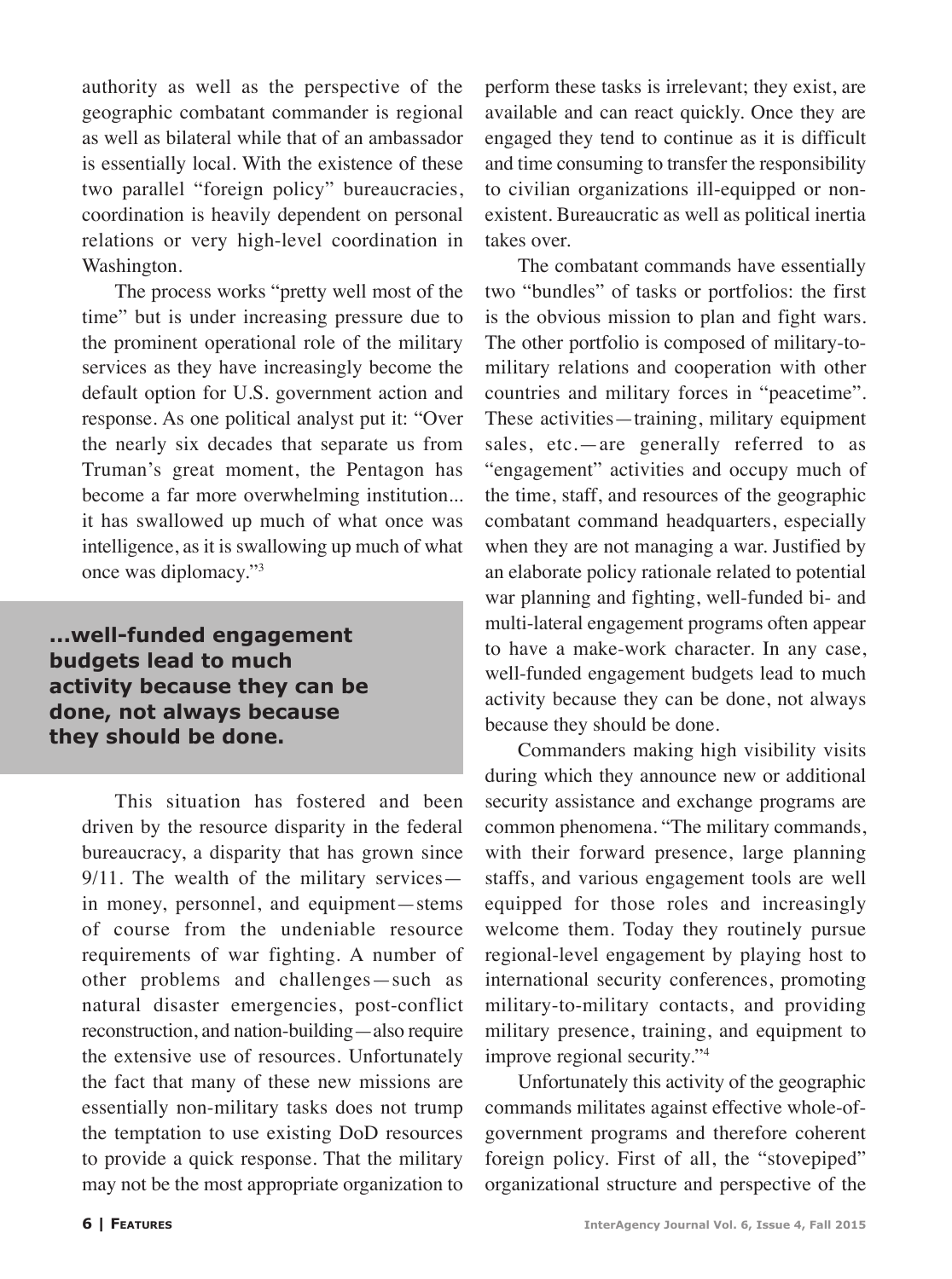authority as well as the perspective of the geographic combatant commander is regional as well as bilateral while that of an ambassador is essentially local. With the existence of these two parallel "foreign policy" bureaucracies, coordination is heavily dependent on personal relations or very high-level coordination in Washington.

The process works "pretty well most of the time" but is under increasing pressure due to the prominent operational role of the military services as they have increasingly become the default option for U.S. government action and response. As one political analyst put it: "Over the nearly six decades that separate us from Truman's great moment, the Pentagon has become a far more overwhelming institution... it has swallowed up much of what once was intelligence, as it is swallowing up much of what once was diplomacy."[3]

> **...well-funded engagement budgets lead to much activity because they can be done, not always because they should be done.**

This situation has fostered and been driven by the resource disparity in the federal bureaucracy, a disparity that has grown since 9/11. The wealth of the military services—in money, personnel, and equipment—stems of course from the undeniable resource requirements of war fighting. A number of other problems and challenges—such as natural disaster emergencies, post-conflict reconstruction, and nation-building—also require the extensive use of resources. Unfortunately the fact that many of these new missions are essentially non-military tasks does not trump the temptation to use existing DoD resources to provide a quick response. That the military may not be the most appropriate organization to perform these tasks is irrelevant; they exist, are available and can react quickly. Once they are engaged they tend to continue as it is difficult and time consuming to transfer the responsibility to civilian organizations ill-equipped or non-existent. Bureaucratic as well as political inertia takes over.

The combatant commands have essentially two "bundles" of tasks or portfolios: the first is the obvious mission to plan and fight wars. The other portfolio is composed of military-to-military relations and cooperation with other countries and military forces in "peacetime". These activities—training, military equipment sales, etc.—are generally referred to as "engagement" activities and occupy much of the time, staff, and resources of the geographic combatant command headquarters, especially when they are not managing a war. Justified by an elaborate policy rationale related to potential war planning and fighting, well-funded bi- and multi-lateral engagement programs often appear to have a make-work character. In any case, well-funded engagement budgets lead to much activity because they can be done, not always because they should be done.

Commanders making high visibility visits during which they announce new or additional security assistance and exchange programs are common phenomena. "The military commands, with their forward presence, large planning staffs, and various engagement tools are well equipped for those roles and increasingly welcome them. Today they routinely pursue regional-level engagement by playing host to international security conferences, promoting military-to-military contacts, and providing military presence, training, and equipment to improve regional security."[4]

Unfortunately this activity of the geographic commands militates against effective whole-of-government programs and therefore coherent foreign policy. First of all, the "stovepiped" organizational structure and perspective of the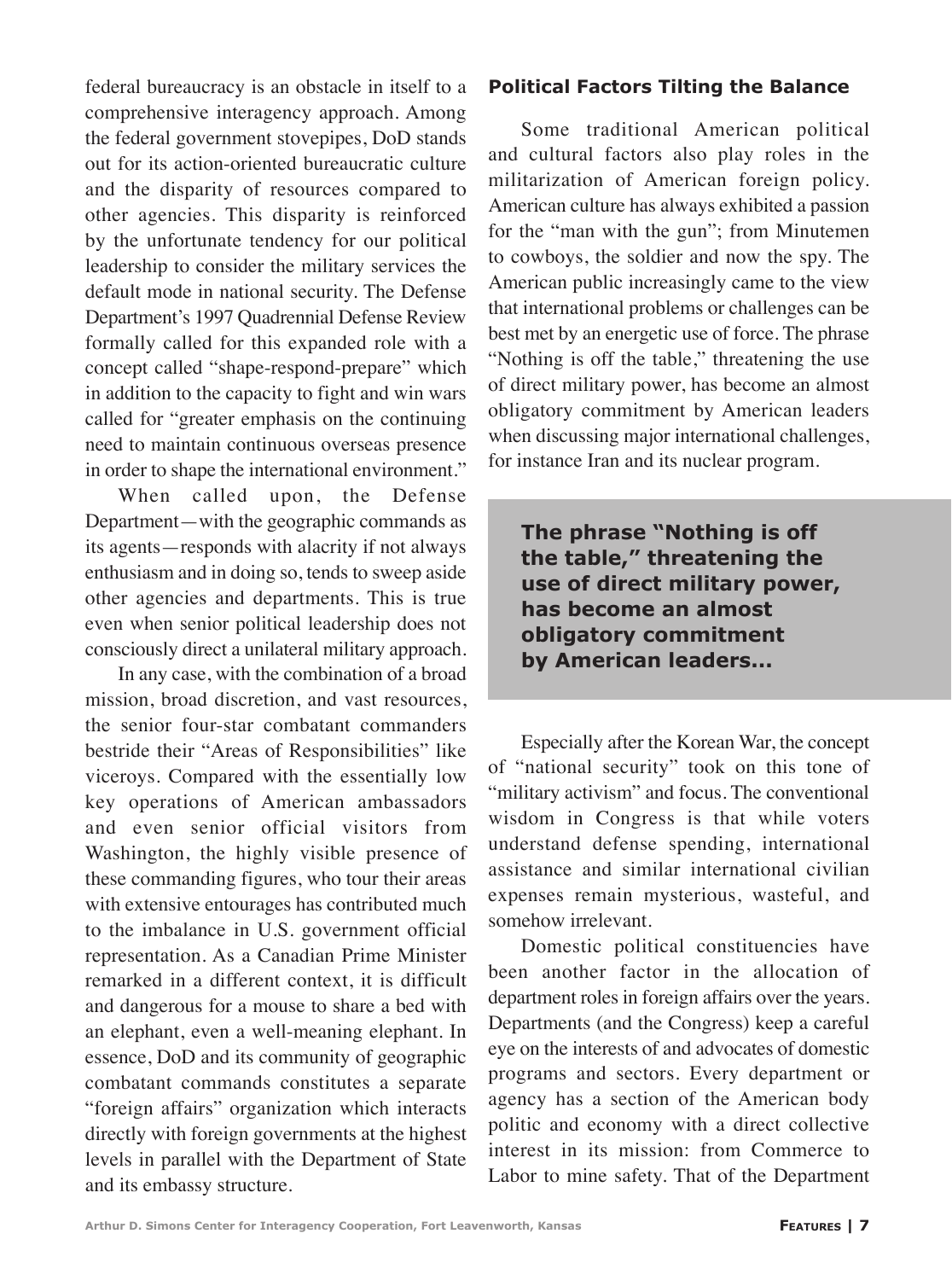federal bureaucracy is an obstacle in itself to a comprehensive interagency approach. Among the federal government stovepipes, DoD stands out for its action-oriented bureaucratic culture and the disparity of resources compared to other agencies. This disparity is reinforced by the unfortunate tendency for our political leadership to consider the military services the default mode in national security. The Defense Department's 1997 Quadrennial Defense Review formally called for this expanded role with a concept called "shape-respond-prepare" which in addition to the capacity to fight and win wars called for "greater emphasis on the continuing need to maintain continuous overseas presence in order to shape the international environment."

When called upon, the Defense Department—with the geographic commands as its agents—responds with alacrity if not always enthusiasm and in doing so, tends to sweep aside other agencies and departments. This is true even when senior political leadership does not consciously direct a unilateral military approach.

In any case, with the combination of a broad mission, broad discretion, and vast resources, the senior four-star combatant commanders bestride their "Areas of Responsibilities" like viceroys. Compared with the essentially low key operations of American ambassadors and even senior official visitors from Washington, the highly visible presence of these commanding figures, who tour their areas with extensive entourages has contributed much to the imbalance in U.S. government official representation. As a Canadian Prime Minister remarked in a different context, it is difficult and dangerous for a mouse to share a bed with an elephant, even a well-meaning elephant. In essence, DoD and its community of geographic combatant commands constitutes a separate "foreign affairs" organization which interacts directly with foreign governments at the highest levels in parallel with the Department of State and its embassy structure.

### Political Factors Tilting the Balance

Some traditional American political and cultural factors also play roles in the militarization of American foreign policy. American culture has always exhibited a passion for the "man with the gun"; from Minutemen to cowboys, the soldier and now the spy. The American public increasingly came to the view that international problems or challenges can be best met by an energetic use of force. The phrase "Nothing is off the table," threatening the use of direct military power, has become an almost obligatory commitment by American leaders when discussing major international challenges, for instance Iran and its nuclear program.

> **The phrase "Nothing is off the table," threatening the use of direct military power, has become an almost obligatory commitment by American leaders...**

Especially after the Korean War, the concept of "national security" took on this tone of "military activism" and focus. The conventional wisdom in Congress is that while voters understand defense spending, international assistance and similar international civilian expenses remain mysterious, wasteful, and somehow irrelevant.

Domestic political constituencies have been another factor in the allocation of department roles in foreign affairs over the years. Departments (and the Congress) keep a careful eye on the interests of and advocates of domestic programs and sectors. Every department or agency has a section of the American body politic and economy with a direct collective interest in its mission: from Commerce to Labor to mine safety. That of the Department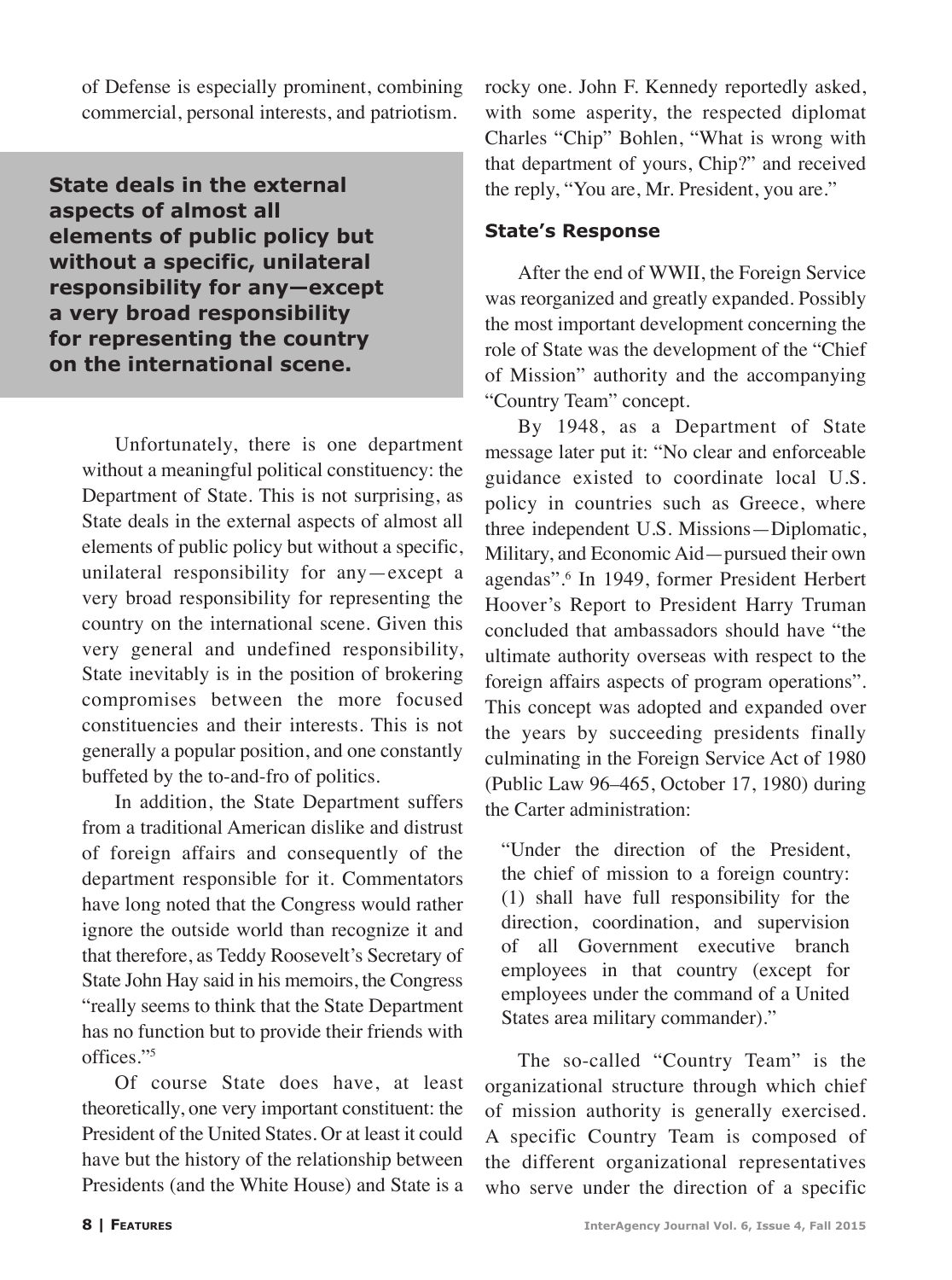of Defense is especially prominent, combining commercial, personal interests, and patriotism.

**State deals in the external aspects of almost all elements of public policy but without a specific, unilateral responsibility for any—except a very broad responsibility for representing the country on the international scene.**

Unfortunately, there is one department without a meaningful political constituency: the Department of State. This is not surprising, as State deals in the external aspects of almost all elements of public policy but without a specific, unilateral responsibility for any—except a very broad responsibility for representing the country on the international scene. Given this very general and undefined responsibility, State inevitably is in the position of brokering compromises between the more focused constituencies and their interests. This is not generally a popular position, and one constantly buffeted by the to-and-fro of politics.

In addition, the State Department suffers from a traditional American dislike and distrust of foreign affairs and consequently of the department responsible for it. Commentators have long noted that the Congress would rather ignore the outside world than recognize it and that therefore, as Teddy Roosevelt's Secretary of State John Hay said in his memoirs, the Congress "really seems to think that the State Department has no function but to provide their friends with offices."[5]

Of course State does have, at least theoretically, one very important constituent: the President of the United States. Or at least it could have but the history of the relationship between Presidents (and the White House) and State is a rocky one. John F. Kennedy reportedly asked, with some asperity, the respected diplomat Charles "Chip" Bohlen, "What is wrong with that department of yours, Chip?" and received the reply, "You are, Mr. President, you are."

### State's Response

After the end of WWII, the Foreign Service was reorganized and greatly expanded. Possibly the most important development concerning the role of State was the development of the "Chief of Mission" authority and the accompanying "Country Team" concept.

By 1948, as a Department of State message later put it: "No clear and enforceable guidance existed to coordinate local U.S. policy in countries such as Greece, where three independent U.S. Missions—Diplomatic, Military, and Economic Aid—pursued their own agendas".[6] In 1949, former President Herbert Hoover's Report to President Harry Truman concluded that ambassadors should have "the ultimate authority overseas with respect to the foreign affairs aspects of program operations". This concept was adopted and expanded over the years by succeeding presidents finally culminating in the Foreign Service Act of 1980 (Public Law 96–465, October 17, 1980) during the Carter administration:

> "Under the direction of the President, the chief of mission to a foreign country: (1) shall have full responsibility for the direction, coordination, and supervision of all Government executive branch employees in that country (except for employees under the command of a United States area military commander)."

The so-called "Country Team" is the organizational structure through which chief of mission authority is generally exercised. A specific Country Team is composed of the different organizational representatives who serve under the direction of a specific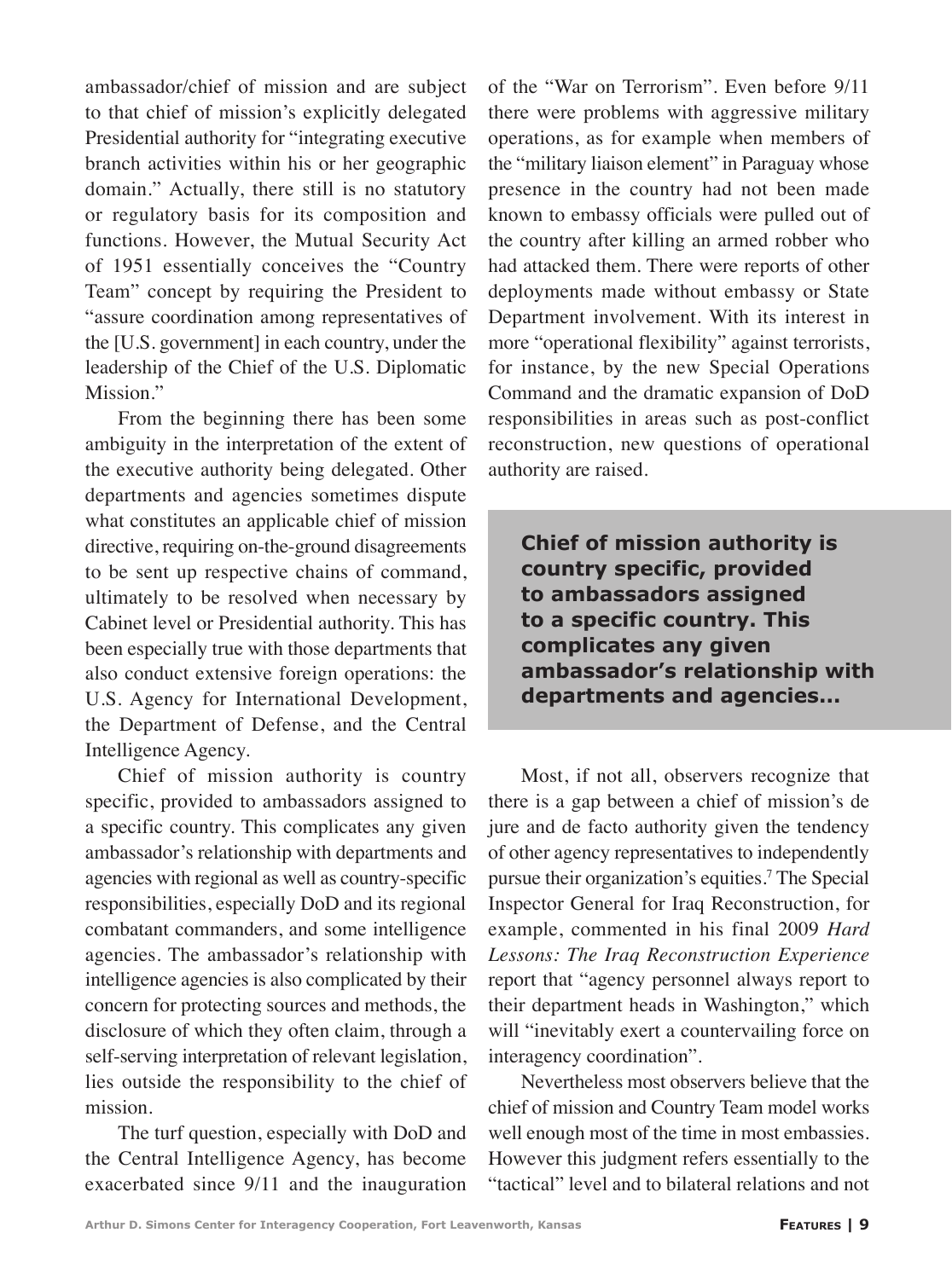ambassador/chief of mission and are subject to that chief of mission's explicitly delegated Presidential authority for "integrating executive branch activities within his or her geographic domain." Actually, there still is no statutory or regulatory basis for its composition and functions. However, the Mutual Security Act of 1951 essentially conceives the "Country Team" concept by requiring the President to "assure coordination among representatives of the [U.S. government] in each country, under the leadership of the Chief of the U.S. Diplomatic Mission."

From the beginning there has been some ambiguity in the interpretation of the extent of the executive authority being delegated. Other departments and agencies sometimes dispute what constitutes an applicable chief of mission directive, requiring on-the-ground disagreements to be sent up respective chains of command, ultimately to be resolved when necessary by Cabinet level or Presidential authority. This has been especially true with those departments that also conduct extensive foreign operations: the U.S. Agency for International Development, the Department of Defense, and the Central Intelligence Agency.

Chief of mission authority is country specific, provided to ambassadors assigned to a specific country. This complicates any given ambassador's relationship with departments and agencies with regional as well as country-specific responsibilities, especially DoD and its regional combatant commanders, and some intelligence agencies. The ambassador's relationship with intelligence agencies is also complicated by their concern for protecting sources and methods, the disclosure of which they often claim, through a self-serving interpretation of relevant legislation, lies outside the responsibility to the chief of mission.

The turf question, especially with DoD and the Central Intelligence Agency, has become exacerbated since 9/11 and the inauguration of the "War on Terrorism". Even before 9/11 there were problems with aggressive military operations, as for example when members of the "military liaison element" in Paraguay whose presence in the country had not been made known to embassy officials were pulled out of the country after killing an armed robber who had attacked them. There were reports of other deployments made without embassy or State Department involvement. With its interest in more "operational flexibility" against terrorists, for instance, by the new Special Operations Command and the dramatic expansion of DoD responsibilities in areas such as post-conflict reconstruction, new questions of operational authority are raised.

**Chief of mission authority is country specific, provided to ambassadors assigned to a specific country. This complicates any given ambassador's relationship with departments and agencies...**

Most, if not all, observers recognize that there is a gap between a chief of mission's de jure and de facto authority given the tendency of other agency representatives to independently pursue their organization's equities.[7] The Special Inspector General for Iraq Reconstruction, for example, commented in his final 2009 *Hard Lessons: The Iraq Reconstruction Experience* report that "agency personnel always report to their department heads in Washington," which will "inevitably exert a countervailing force on interagency coordination".

Nevertheless most observers believe that the chief of mission and Country Team model works well enough most of the time in most embassies. However this judgment refers essentially to the "tactical" level and to bilateral relations and not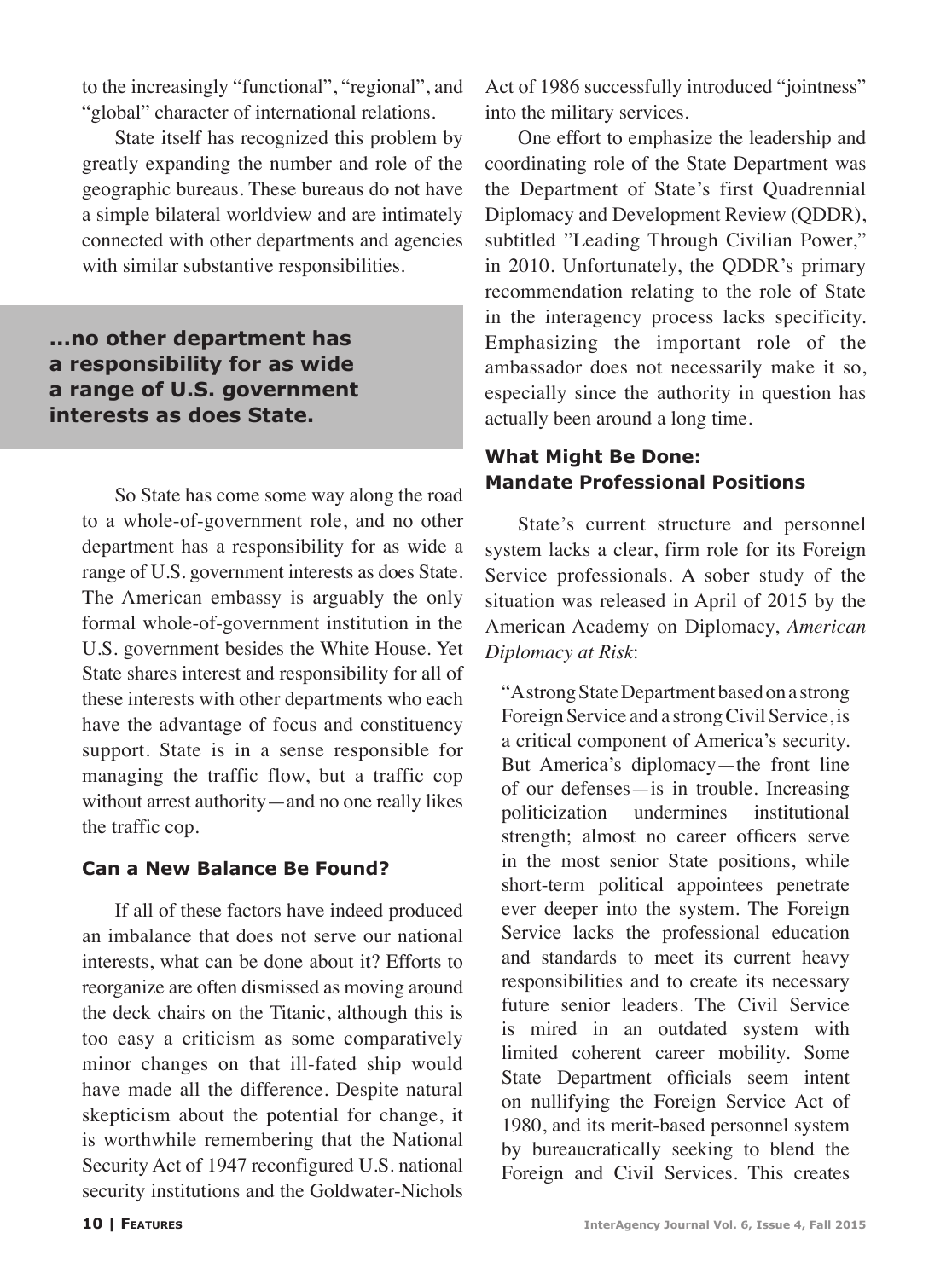to the increasingly "functional", "regional", and "global" character of international relations.

State itself has recognized this problem by greatly expanding the number and role of the geographic bureaus. These bureaus do not have a simple bilateral worldview and are intimately connected with other departments and agencies with similar substantive responsibilities.

**...no other department has a responsibility for as wide a range of U.S. government interests as does State.**

So State has come some way along the road to a whole-of-government role, and no other department has a responsibility for as wide a range of U.S. government interests as does State. The American embassy is arguably the only formal whole-of-government institution in the U.S. government besides the White House. Yet State shares interest and responsibility for all of these interests with other departments who each have the advantage of focus and constituency support. State is in a sense responsible for managing the traffic flow, but a traffic cop without arrest authority—and no one really likes the traffic cop.

### Can a New Balance Be Found?

If all of these factors have indeed produced an imbalance that does not serve our national interests, what can be done about it? Efforts to reorganize are often dismissed as moving around the deck chairs on the Titanic, although this is too easy a criticism as some comparatively minor changes on that ill-fated ship would have made all the difference. Despite natural skepticism about the potential for change, it is worthwhile remembering that the National Security Act of 1947 reconfigured U.S. national security institutions and the Goldwater-Nichols Act of 1986 successfully introduced "jointness" into the military services.

One effort to emphasize the leadership and coordinating role of the State Department was the Department of State's first Quadrennial Diplomacy and Development Review (QDDR), subtitled "Leading Through Civilian Power," in 2010. Unfortunately, the QDDR's primary recommendation relating to the role of State in the interagency process lacks specificity. Emphasizing the important role of the ambassador does not necessarily make it so, especially since the authority in question has actually been around a long time.

### What Might Be Done: Mandate Professional Positions

State's current structure and personnel system lacks a clear, firm role for its Foreign Service professionals. A sober study of the situation was released in April of 2015 by the American Academy on Diplomacy, *American Diplomacy at Risk*:

> "A strong State Department based on a strong Foreign Service and a strong Civil Service, is a critical component of America's security. But America's diplomacy—the front line of our defenses—is in trouble. Increasing politicization undermines institutional strength; almost no career officers serve in the most senior State positions, while short-term political appointees penetrate ever deeper into the system. The Foreign Service lacks the professional education and standards to meet its current heavy responsibilities and to create its necessary future senior leaders. The Civil Service is mired in an outdated system with limited coherent career mobility. Some State Department officials seem intent on nullifying the Foreign Service Act of 1980, and its merit-based personnel system by bureaucratically seeking to blend the Foreign and Civil Services. This creates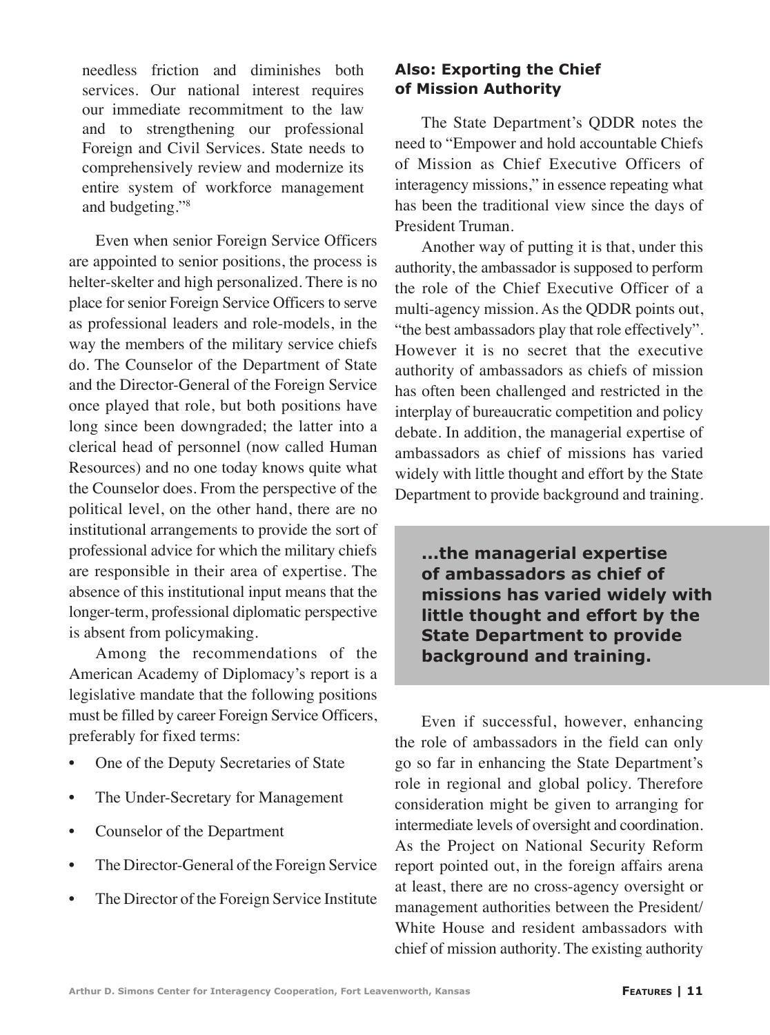needless friction and diminishes both services. Our national interest requires our immediate recommitment to the law and to strengthening our professional Foreign and Civil Services. State needs to comprehensively review and modernize its entire system of workforce management and budgeting."[8]

Even when senior Foreign Service Officers are appointed to senior positions, the process is helter-skelter and high personalized. There is no place for senior Foreign Service Officers to serve as professional leaders and role-models, in the way the members of the military service chiefs do. The Counselor of the Department of State and the Director-General of the Foreign Service once played that role, but both positions have long since been downgraded; the latter into a clerical head of personnel (now called Human Resources) and no one today knows quite what the Counselor does. From the perspective of the political level, on the other hand, there are no institutional arrangements to provide the sort of professional advice for which the military chiefs are responsible in their area of expertise. The absence of this institutional input means that the longer-term, professional diplomatic perspective is absent from policymaking.

Among the recommendations of the American Academy of Diplomacy's report is a legislative mandate that the following positions must be filled by career Foreign Service Officers, preferably for fixed terms:

- One of the Deputy Secretaries of State
- The Under-Secretary for Management
- Counselor of the Department
- The Director-General of the Foreign Service
- The Director of the Foreign Service Institute

### Also: Exporting the Chief of Mission Authority

The State Department's QDDR notes the need to "Empower and hold accountable Chiefs of Mission as Chief Executive Officers of interagency missions," in essence repeating what has been the traditional view since the days of President Truman.

Another way of putting it is that, under this authority, the ambassador is supposed to perform the role of the Chief Executive Officer of a multi-agency mission. As the QDDR points out, "the best ambassadors play that role effectively". However it is no secret that the executive authority of ambassadors as chiefs of mission has often been challenged and restricted in the interplay of bureaucratic competition and policy debate. In addition, the managerial expertise of ambassadors as chief of missions has varied widely with little thought and effort by the State Department to provide background and training.

**...the managerial expertise of ambassadors as chief of missions has varied widely with little thought and effort by the State Department to provide background and training.**

Even if successful, however, enhancing the role of ambassadors in the field can only go so far in enhancing the State Department's role in regional and global policy. Therefore consideration might be given to arranging for intermediate levels of oversight and coordination. As the Project on National Security Reform report pointed out, in the foreign affairs arena at least, there are no cross-agency oversight or management authorities between the President/White House and resident ambassadors with chief of mission authority. The existing authority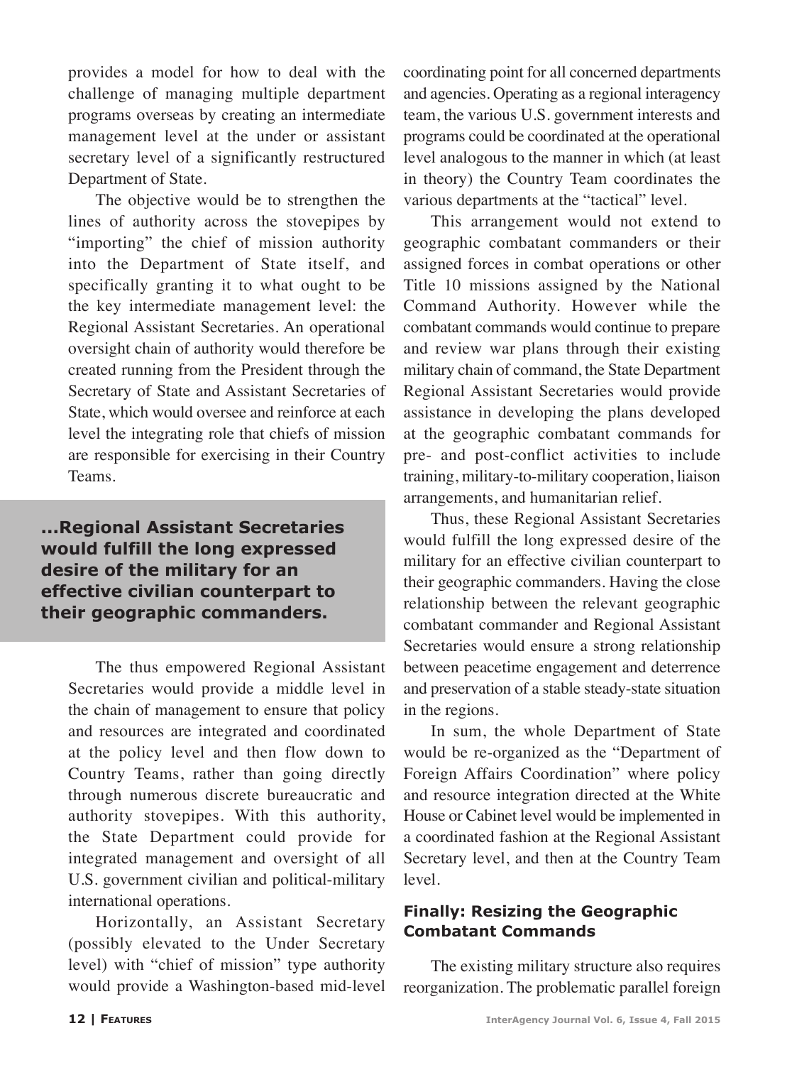provides a model for how to deal with the challenge of managing multiple department programs overseas by creating an intermediate management level at the under or assistant secretary level of a significantly restructured Department of State.

The objective would be to strengthen the lines of authority across the stovepipes by "importing" the chief of mission authority into the Department of State itself, and specifically granting it to what ought to be the key intermediate management level: the Regional Assistant Secretaries. An operational oversight chain of authority would therefore be created running from the President through the Secretary of State and Assistant Secretaries of State, which would oversee and reinforce at each level the integrating role that chiefs of mission are responsible for exercising in their Country Teams.

**...Regional Assistant Secretaries would fulfill the long expressed desire of the military for an effective civilian counterpart to their geographic commanders.**

The thus empowered Regional Assistant Secretaries would provide a middle level in the chain of management to ensure that policy and resources are integrated and coordinated at the policy level and then flow down to Country Teams, rather than going directly through numerous discrete bureaucratic and authority stovepipes. With this authority, the State Department could provide for integrated management and oversight of all U.S. government civilian and political-military international operations.

Horizontally, an Assistant Secretary (possibly elevated to the Under Secretary level) with "chief of mission" type authority would provide a Washington-based mid-level coordinating point for all concerned departments and agencies. Operating as a regional interagency team, the various U.S. government interests and programs could be coordinated at the operational level analogous to the manner in which (at least in theory) the Country Team coordinates the various departments at the "tactical" level.

This arrangement would not extend to geographic combatant commanders or their assigned forces in combat operations or other Title 10 missions assigned by the National Command Authority. However while the combatant commands would continue to prepare and review war plans through their existing military chain of command, the State Department Regional Assistant Secretaries would provide assistance in developing the plans developed at the geographic combatant commands for pre- and post-conflict activities to include training, military-to-military cooperation, liaison arrangements, and humanitarian relief.

Thus, these Regional Assistant Secretaries would fulfill the long expressed desire of the military for an effective civilian counterpart to their geographic commanders. Having the close relationship between the relevant geographic combatant commander and Regional Assistant Secretaries would ensure a strong relationship between peacetime engagement and deterrence and preservation of a stable steady-state situation in the regions.

In sum, the whole Department of State would be re-organized as the "Department of Foreign Affairs Coordination" where policy and resource integration directed at the White House or Cabinet level would be implemented in a coordinated fashion at the Regional Assistant Secretary level, and then at the Country Team level.

### Finally: Resizing the Geographic Combatant Commands

The existing military structure also requires reorganization. The problematic parallel foreign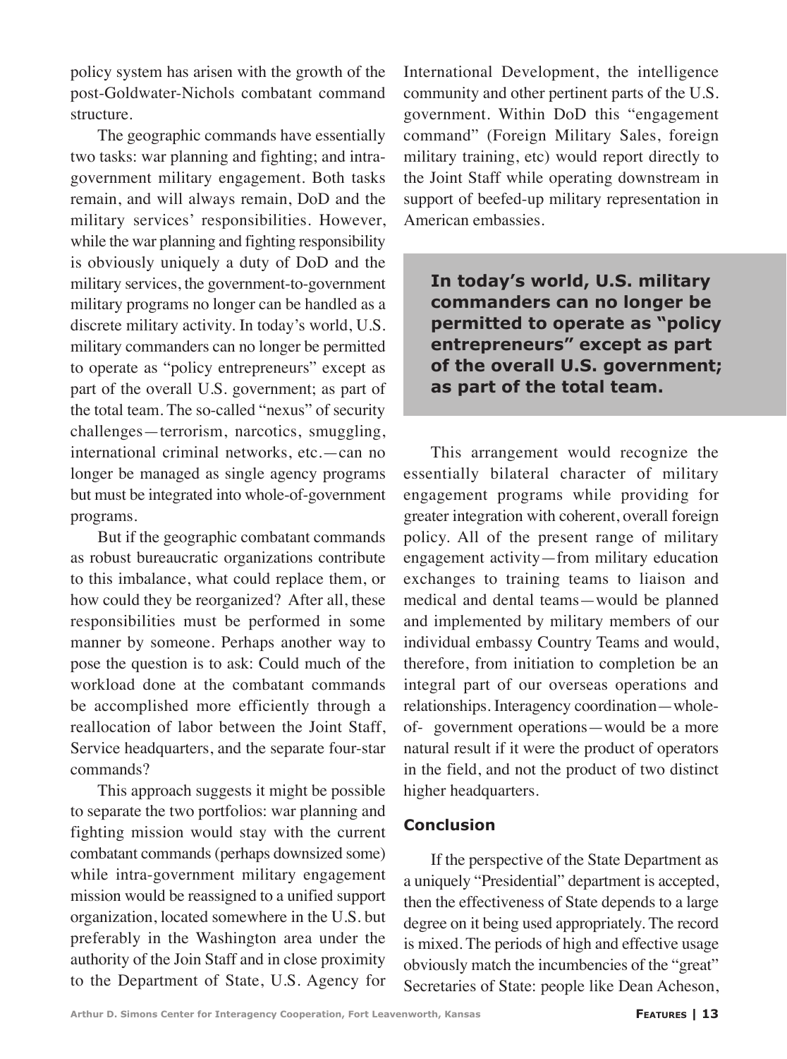policy system has arisen with the growth of the post-Goldwater-Nichols combatant command structure.

The geographic commands have essentially two tasks: war planning and fighting; and intra-government military engagement. Both tasks remain, and will always remain, DoD and the military services' responsibilities. However, while the war planning and fighting responsibility is obviously uniquely a duty of DoD and the military services, the government-to-government military programs no longer can be handled as a discrete military activity. In today's world, U.S. military commanders can no longer be permitted to operate as "policy entrepreneurs" except as part of the overall U.S. government; as part of the total team. The so-called "nexus" of security challenges—terrorism, narcotics, smuggling, international criminal networks, etc.—can no longer be managed as single agency programs but must be integrated into whole-of-government programs.

But if the geographic combatant commands as robust bureaucratic organizations contribute to this imbalance, what could replace them, or how could they be reorganized? After all, these responsibilities must be performed in some manner by someone. Perhaps another way to pose the question is to ask: Could much of the workload done at the combatant commands be accomplished more efficiently through a reallocation of labor between the Joint Staff, Service headquarters, and the separate four-star commands?

This approach suggests it might be possible to separate the two portfolios: war planning and fighting mission would stay with the current combatant commands (perhaps downsized some) while intra-government military engagement mission would be reassigned to a unified support organization, located somewhere in the U.S. but preferably in the Washington area under the authority of the Join Staff and in close proximity to the Department of State, U.S. Agency for International Development, the intelligence community and other pertinent parts of the U.S. government. Within DoD this "engagement command" (Foreign Military Sales, foreign military training, etc) would report directly to the Joint Staff while operating downstream in support of beefed-up military representation in American embassies.

**In today's world, U.S. military commanders can no longer be permitted to operate as "policy entrepreneurs" except as part of the overall U.S. government; as part of the total team.**

This arrangement would recognize the essentially bilateral character of military engagement programs while providing for greater integration with coherent, overall foreign policy. All of the present range of military engagement activity—from military education exchanges to training teams to liaison and medical and dental teams—would be planned and implemented by military members of our individual embassy Country Teams and would, therefore, from initiation to completion be an integral part of our overseas operations and relationships. Interagency coordination—whole-of- government operations—would be a more natural result if it were the product of operators in the field, and not the product of two distinct higher headquarters.

## Conclusion

If the perspective of the State Department as a uniquely "Presidential" department is accepted, then the effectiveness of State depends to a large degree on it being used appropriately. The record is mixed. The periods of high and effective usage obviously match the incumbencies of the "great" Secretaries of State: people like Dean Acheson,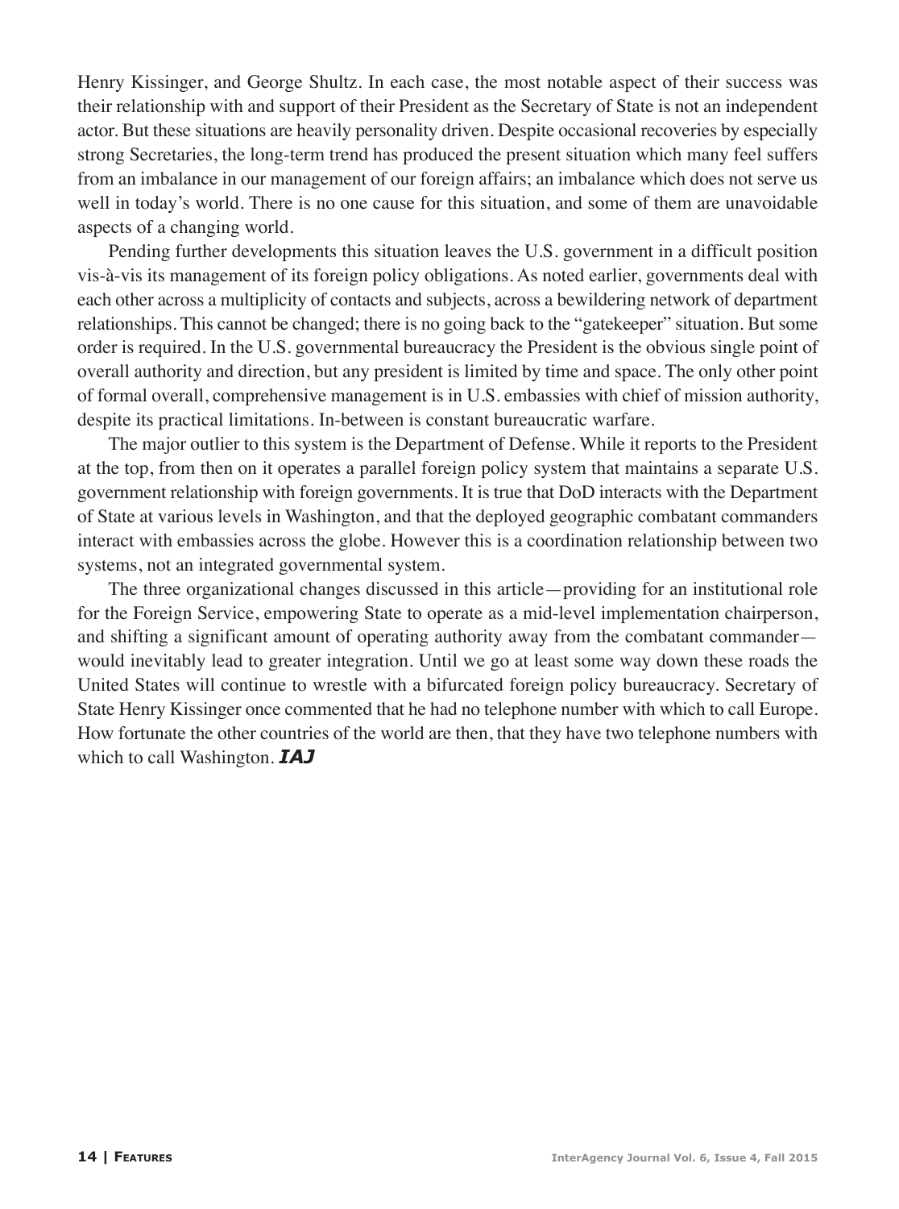Henry Kissinger, and George Shultz. In each case, the most notable aspect of their success was their relationship with and support of their President as the Secretary of State is not an independent actor. But these situations are heavily personality driven. Despite occasional recoveries by especially strong Secretaries, the long-term trend has produced the present situation which many feel suffers from an imbalance in our management of our foreign affairs; an imbalance which does not serve us well in today's world. There is no one cause for this situation, and some of them are unavoidable aspects of a changing world.

Pending further developments this situation leaves the U.S. government in a difficult position vis-à-vis its management of its foreign policy obligations. As noted earlier, governments deal with each other across a multiplicity of contacts and subjects, across a bewildering network of department relationships. This cannot be changed; there is no going back to the "gatekeeper" situation. But some order is required. In the U.S. governmental bureaucracy the President is the obvious single point of overall authority and direction, but any president is limited by time and space. The only other point of formal overall, comprehensive management is in U.S. embassies with chief of mission authority, despite its practical limitations. In-between is constant bureaucratic warfare.

The major outlier to this system is the Department of Defense. While it reports to the President at the top, from then on it operates a parallel foreign policy system that maintains a separate U.S. government relationship with foreign governments. It is true that DoD interacts with the Department of State at various levels in Washington, and that the deployed geographic combatant commanders interact with embassies across the globe. However this is a coordination relationship between two systems, not an integrated governmental system.

The three organizational changes discussed in this article—providing for an institutional role for the Foreign Service, empowering State to operate as a mid-level implementation chairperson, and shifting a significant amount of operating authority away from the combatant commander—would inevitably lead to greater integration. Until we go at least some way down these roads the United States will continue to wrestle with a bifurcated foreign policy bureaucracy. Secretary of State Henry Kissinger once commented that he had no telephone number with which to call Europe. How fortunate the other countries of the world are then, that they have two telephone numbers with which to call Washington. ***IAJ***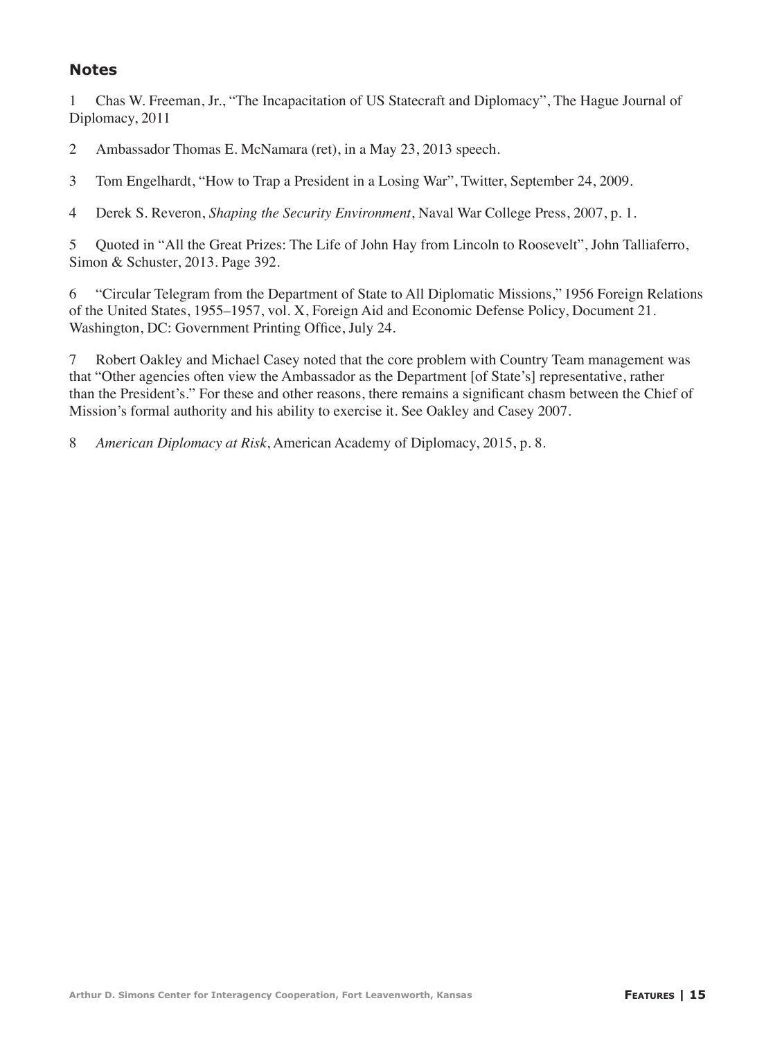## Notes

1 Chas W. Freeman, Jr., "The Incapacitation of US Statecraft and Diplomacy", The Hague Journal of Diplomacy, 2011

2 Ambassador Thomas E. McNamara (ret), in a May 23, 2013 speech.

3 Tom Engelhardt, "How to Trap a President in a Losing War", Twitter, September 24, 2009.

4 Derek S. Reveron, *Shaping the Security Environment*, Naval War College Press, 2007, p. 1.

5 Quoted in "All the Great Prizes: The Life of John Hay from Lincoln to Roosevelt", John Talliaferro, Simon & Schuster, 2013. Page 392.

6 "Circular Telegram from the Department of State to All Diplomatic Missions," 1956 Foreign Relations of the United States, 1955–1957, vol. X, Foreign Aid and Economic Defense Policy, Document 21. Washington, DC: Government Printing Office, July 24.

7 Robert Oakley and Michael Casey noted that the core problem with Country Team management was that "Other agencies often view the Ambassador as the Department [of State's] representative, rather than the President's." For these and other reasons, there remains a significant chasm between the Chief of Mission's formal authority and his ability to exercise it. See Oakley and Casey 2007.

8 *American Diplomacy at Risk*, American Academy of Diplomacy, 2015, p. 8.